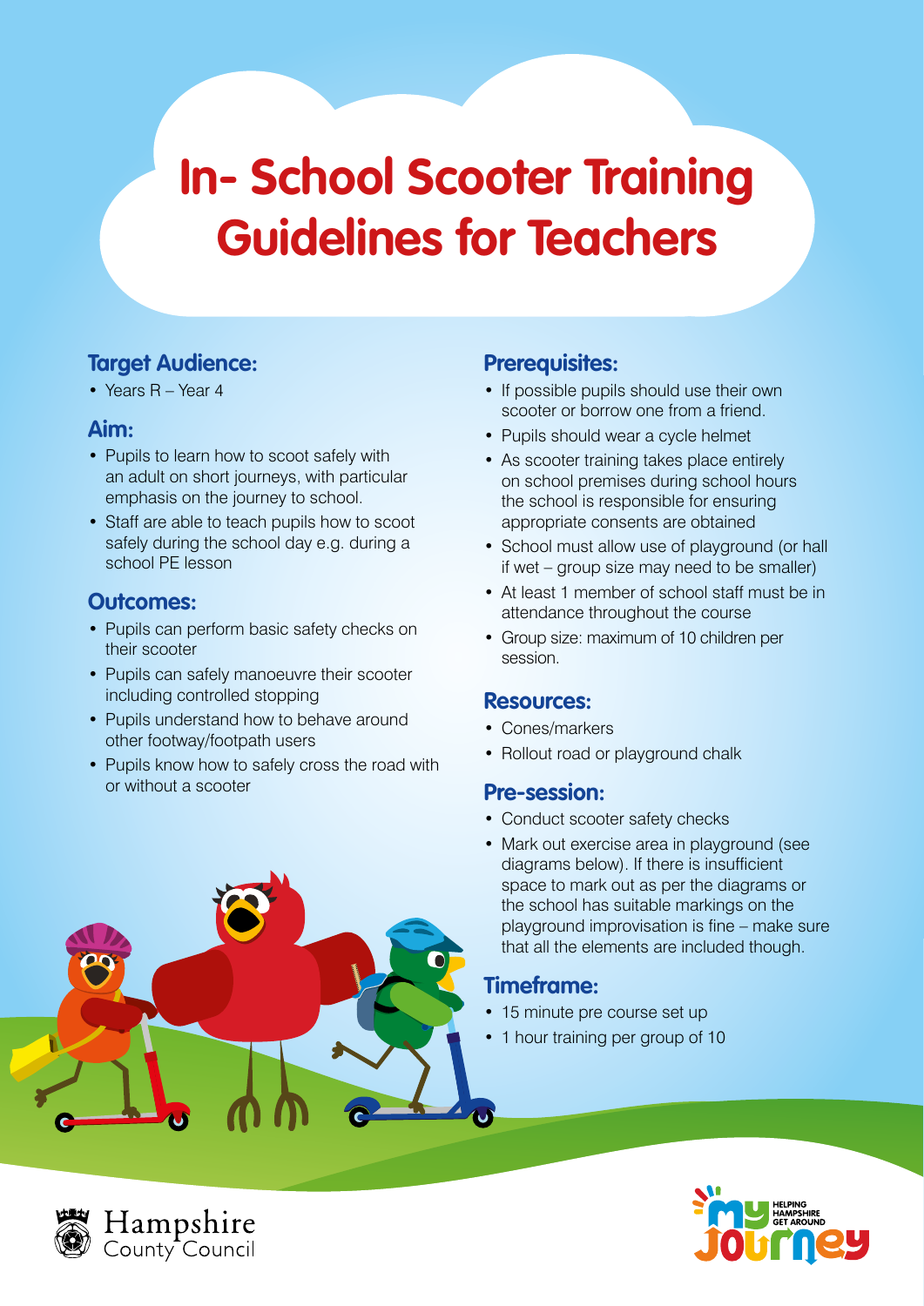# In- School Scooter Training Guidelines for Teachers

## Target Audience:

- Years R – Year 4

## Aim:

- Pupils to learn how to scoot safely with an adult on short journeys, with particular emphasis on the journey to school.
- Staff are able to teach pupils how to scoot safely during the school day e.g. during a school PE lesson

## Outcomes:

- Pupils can perform basic safety checks on their scooter
- Pupils can safely manoeuvre their scooter including controlled stopping
- Pupils understand how to behave around other footway/footpath users
- Pupils know how to safely cross the road with or without a scooter

## Prerequisites:

- If possible pupils should use their own scooter or borrow one from a friend.
- Pupils should wear a cycle helmet
- As scooter training takes place entirely on school premises during school hours the school is responsible for ensuring appropriate consents are obtained
- School must allow use of playground (or hall if wet – group size may need to be smaller)
- At least 1 member of school staff must be in attendance throughout the course
- Group size: maximum of 10 children per session.

## Resources:

- Cones/markers
- Rollout road or playground chalk

## Pre-session:

- Conduct scooter safety checks
- Mark out exercise area in playground (see diagrams below). If there is insufficient space to mark out as per the diagrams or the school has suitable markings on the playground improvisation is fine – make sure that all the elements are included though.

## Timeframe:

- 15 minute pre course set up
- 1 hour training per group of 10

Hampshire County Council

My Journey – Helping Hampshire Get Around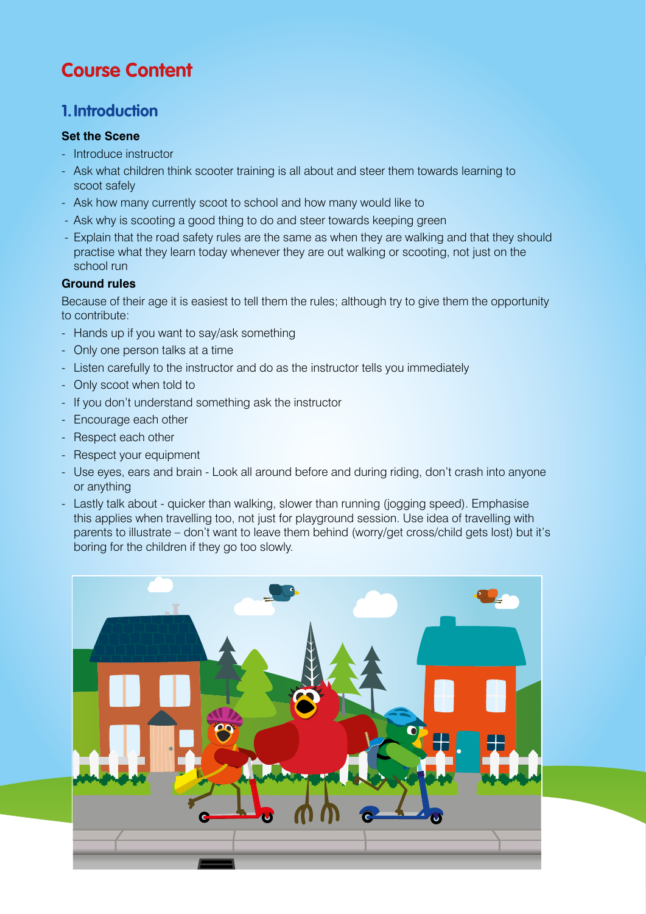# Course Content

## 1. Introduction

### Set the Scene

- Introduce instructor
- Ask what children think scooter training is all about and steer them towards learning to scoot safely
- Ask how many currently scoot to school and how many would like to
- Ask why is scooting a good thing to do and steer towards keeping green
- Explain that the road safety rules are the same as when they are walking and that they should practise what they learn today whenever they are out walking or scooting, not just on the school run

### Ground rules

Because of their age it is easiest to tell them the rules; although try to give them the opportunity to contribute:

- Hands up if you want to say/ask something
- Only one person talks at a time
- Listen carefully to the instructor and do as the instructor tells you immediately
- Only scoot when told to
- If you don't understand something ask the instructor
- Encourage each other
- Respect each other
- Respect your equipment
- Use eyes, ears and brain - Look all around before and during riding, don't crash into anyone or anything
- Lastly talk about - quicker than walking, slower than running (jogging speed). Emphasise this applies when travelling too, not just for playground session. Use idea of travelling with parents to illustrate – don't want to leave them behind (worry/get cross/child gets lost) but it's boring for the children if they go too slowly.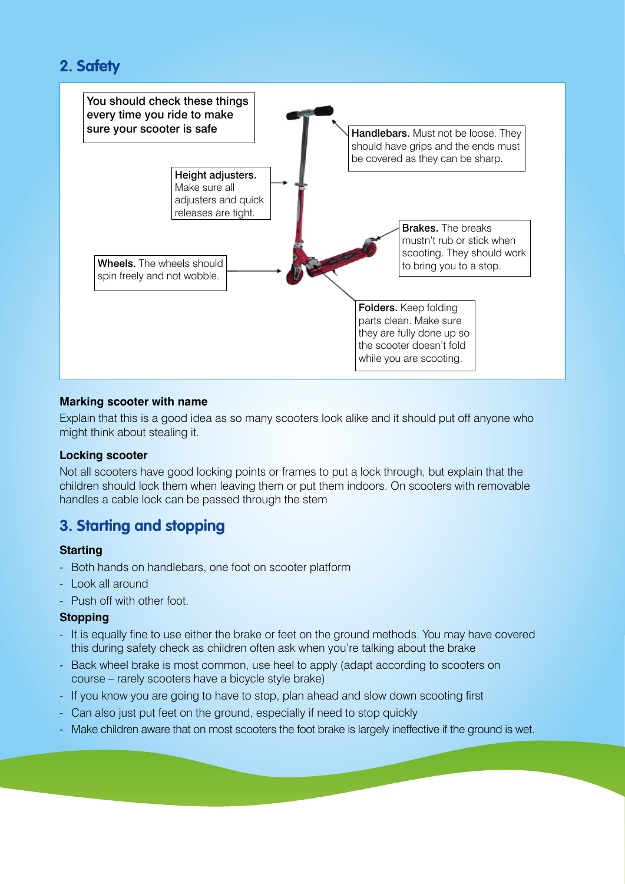## 2. Safety

**You should check these things every time you ride to make sure your scooter is safe**

**Handlebars.** Must not be loose. They should have grips and the ends must be covered as they can be sharp.

**Height adjusters.** Make sure all adjusters and quick releases are tight.

**Brakes.** The breaks mustn't rub or stick when scooting. They should work to bring you to a stop.

**Wheels.** The wheels should spin freely and not wobble.

**Folders.** Keep folding parts clean. Make sure they are fully done up so the scooter doesn't fold while you are scooting.

### Marking scooter with name

Explain that this is a good idea as so many scooters look alike and it should put off anyone who might think about stealing it.

### Locking scooter

Not all scooters have good locking points or frames to put a lock through, but explain that the children should lock them when leaving them or put them indoors. On scooters with removable handles a cable lock can be passed through the stem

## 3. Starting and stopping

### Starting

- Both hands on handlebars, one foot on scooter platform
- Look all around
- Push off with other foot.

### Stopping

- It is equally fine to use either the brake or feet on the ground methods. You may have covered this during safety check as children often ask when you're talking about the brake
- Back wheel brake is most common, use heel to apply (adapt according to scooters on course – rarely scooters have a bicycle style brake)
- If you know you are going to have to stop, plan ahead and slow down scooting first
- Can also just put feet on the ground, especially if need to stop quickly
- Make children aware that on most scooters the foot brake is largely ineffective if the ground is wet.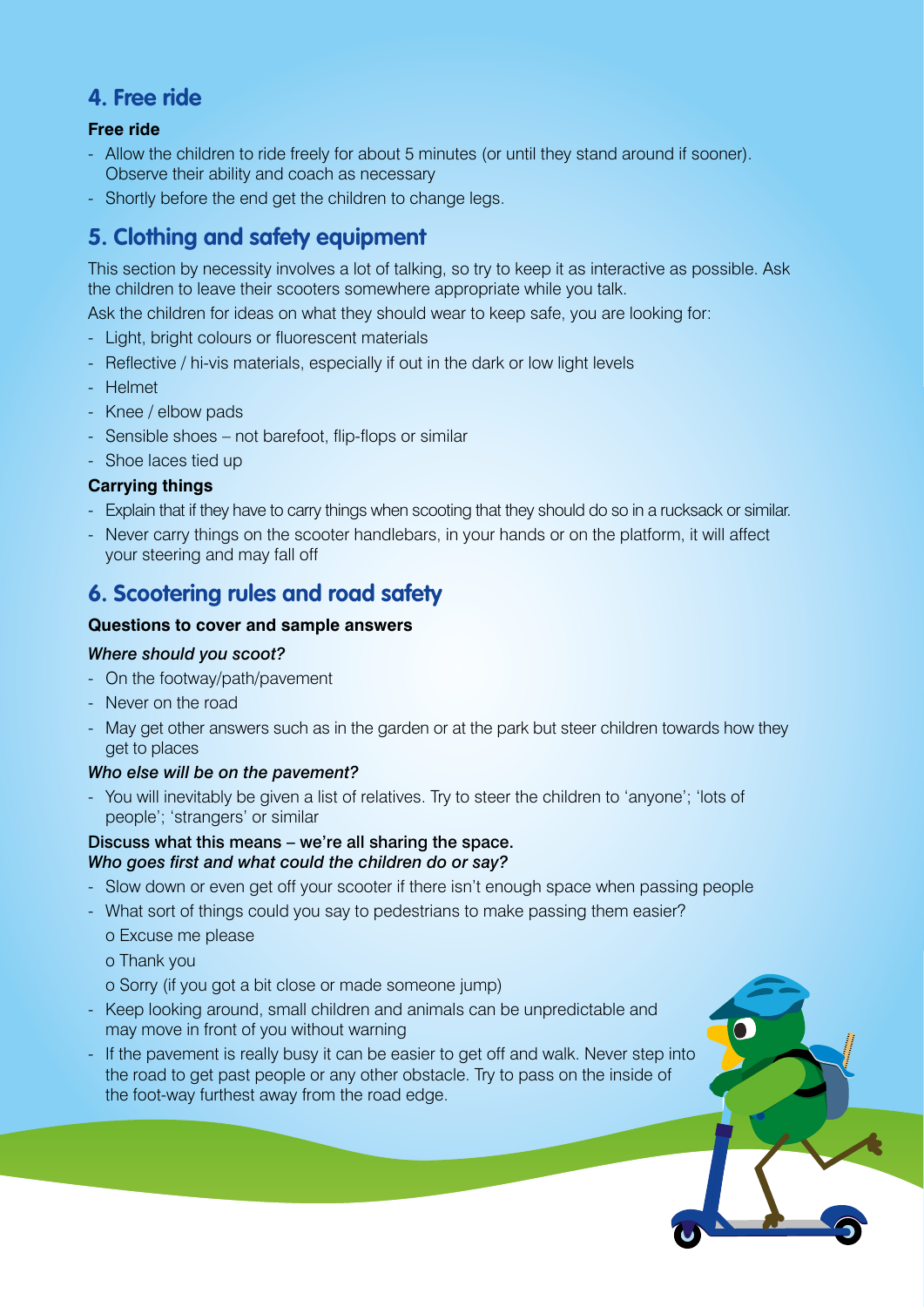## 4. Free ride

**Free ride**

- Allow the children to ride freely for about 5 minutes (or until they stand around if sooner). Observe their ability and coach as necessary
- Shortly before the end get the children to change legs.

## 5. Clothing and safety equipment

This section by necessity involves a lot of talking, so try to keep it as interactive as possible. Ask the children to leave their scooters somewhere appropriate while you talk.

Ask the children for ideas on what they should wear to keep safe, you are looking for:

- Light, bright colours or fluorescent materials
- Reflective / hi-vis materials, especially if out in the dark or low light levels
- Helmet
- Knee / elbow pads
- Sensible shoes – not barefoot, flip-flops or similar
- Shoe laces tied up

**Carrying things**

- Explain that if they have to carry things when scooting that they should do so in a rucksack or similar.
- Never carry things on the scooter handlebars, in your hands or on the platform, it will affect your steering and may fall off

## 6. Scootering rules and road safety

**Questions to cover and sample answers**

***Where should you scoot?***

- On the footway/path/pavement
- Never on the road
- May get other answers such as in the garden or at the park but steer children towards how they get to places

***Who else will be on the pavement?***

- You will inevitably be given a list of relatives. Try to steer the children to 'anyone'; 'lots of people'; 'strangers' or similar

**Discuss what this means – we're all sharing the space.**
***Who goes first and what could the children do or say?***

- Slow down or even get off your scooter if there isn't enough space when passing people
- What sort of things could you say to pedestrians to make passing them easier?
  - Excuse me please
  - Thank you
  - Sorry (if you got a bit close or made someone jump)
- Keep looking around, small children and animals can be unpredictable and may move in front of you without warning
- If the pavement is really busy it can be easier to get off and walk. Never step into the road to get past people or any other obstacle. Try to pass on the inside of the foot-way furthest away from the road edge.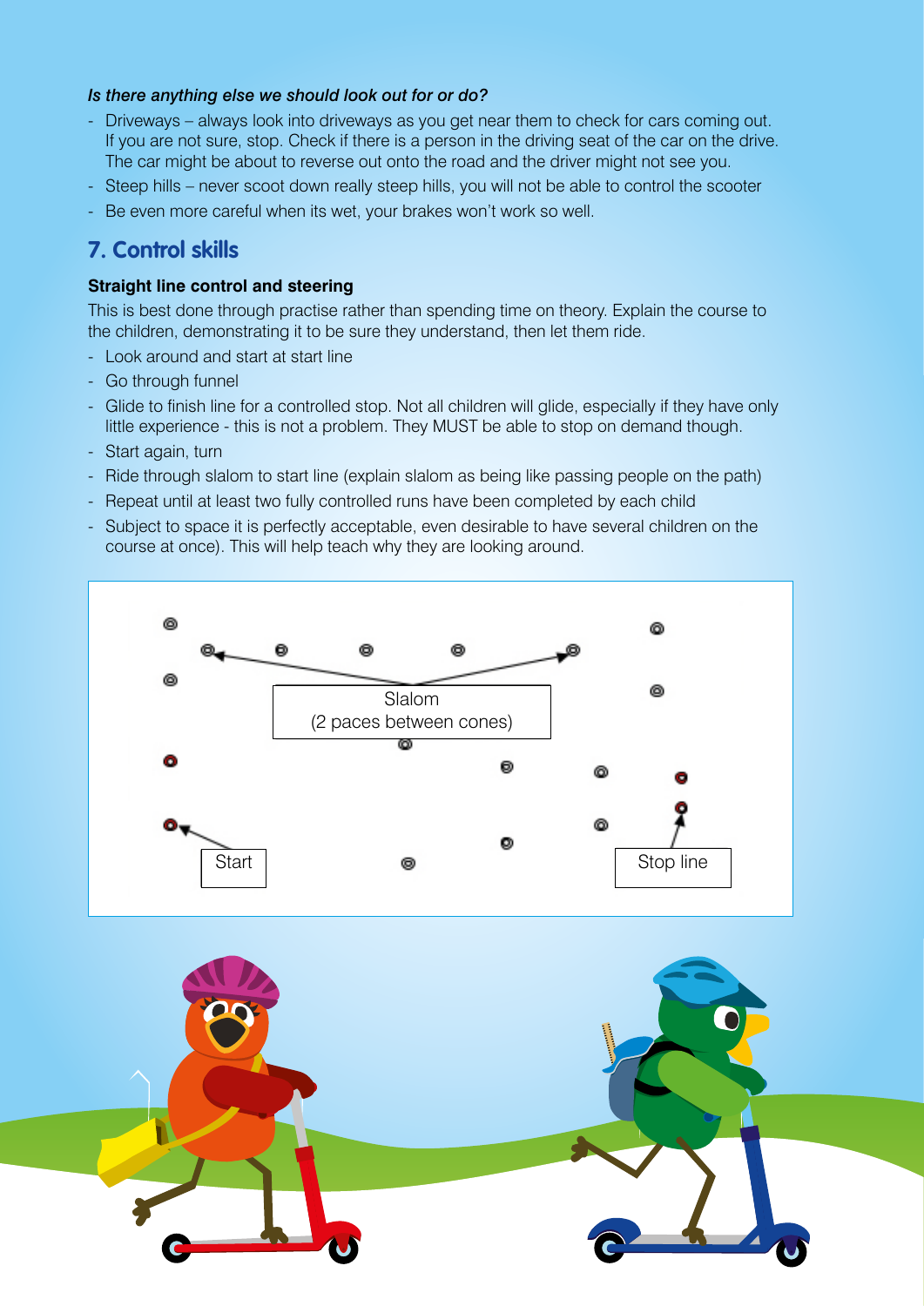***Is there anything else we should look out for or do?***

- Driveways – always look into driveways as you get near them to check for cars coming out. If you are not sure, stop. Check if there is a person in the driving seat of the car on the drive. The car might be about to reverse out onto the road and the driver might not see you.
- Steep hills – never scoot down really steep hills, you will not be able to control the scooter
- Be even more careful when its wet, your brakes won't work so well.

## 7. Control skills

**Straight line control and steering**

This is best done through practise rather than spending time on theory. Explain the course to the children, demonstrating it to be sure they understand, then let them ride.

- Look around and start at start line
- Go through funnel
- Glide to finish line for a controlled stop. Not all children will glide, especially if they have only little experience - this is not a problem. They MUST be able to stop on demand though.
- Start again, turn
- Ride through slalom to start line (explain slalom as being like passing people on the path)
- Repeat until at least two fully controlled runs have been completed by each child
- Subject to space it is perfectly acceptable, even desirable to have several children on the course at once). This will help teach why they are looking around.

Slalom
(2 paces between cones)

Start

Stop line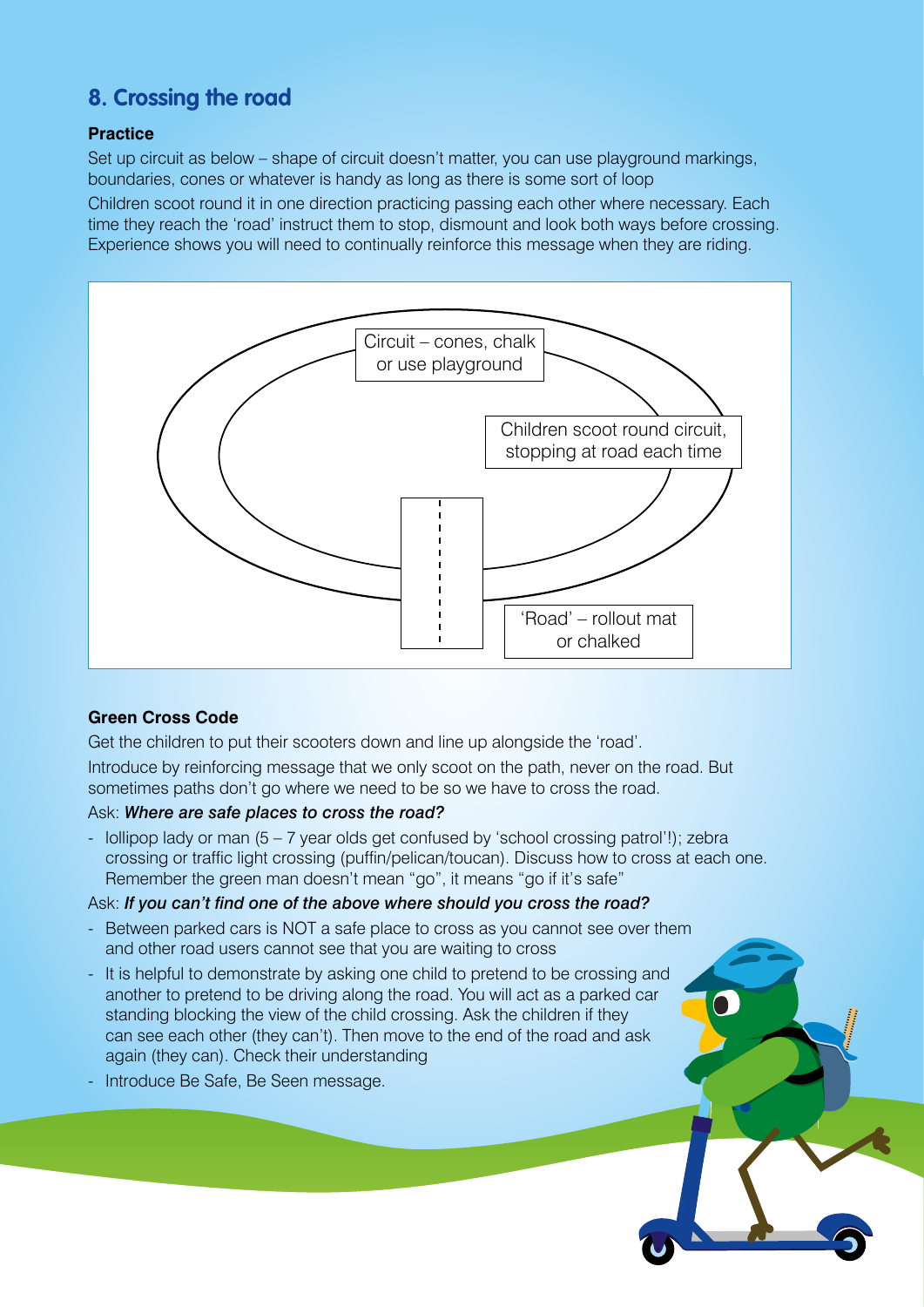## 8. Crossing the road

**Practice**

Set up circuit as below – shape of circuit doesn't matter, you can use playground markings, boundaries, cones or whatever is handy as long as there is some sort of loop

Children scoot round it in one direction practicing passing each other where necessary. Each time they reach the 'road' instruct them to stop, dismount and look both ways before crossing. Experience shows you will need to continually reinforce this message when they are riding.

Circuit – cones, chalk or use playground

Children scoot round circuit, stopping at road each time

'Road' – rollout mat or chalked

**Green Cross Code**

Get the children to put their scooters down and line up alongside the 'road'.

Introduce by reinforcing message that we only scoot on the path, never on the road. But sometimes paths don't go where we need to be so we have to cross the road.

Ask: ***Where are safe places to cross the road?***

- lollipop lady or man (5 – 7 year olds get confused by 'school crossing patrol'!); zebra crossing or traffic light crossing (puffin/pelican/toucan). Discuss how to cross at each one. Remember the green man doesn't mean "go", it means "go if it's safe"

Ask: ***If you can't find one of the above where should you cross the road?***

- Between parked cars is NOT a safe place to cross as you cannot see over them and other road users cannot see that you are waiting to cross
- It is helpful to demonstrate by asking one child to pretend to be crossing and another to pretend to be driving along the road. You will act as a parked car standing blocking the view of the child crossing. Ask the children if they can see each other (they can't). Then move to the end of the road and ask again (they can). Check their understanding
- Introduce Be Safe, Be Seen message.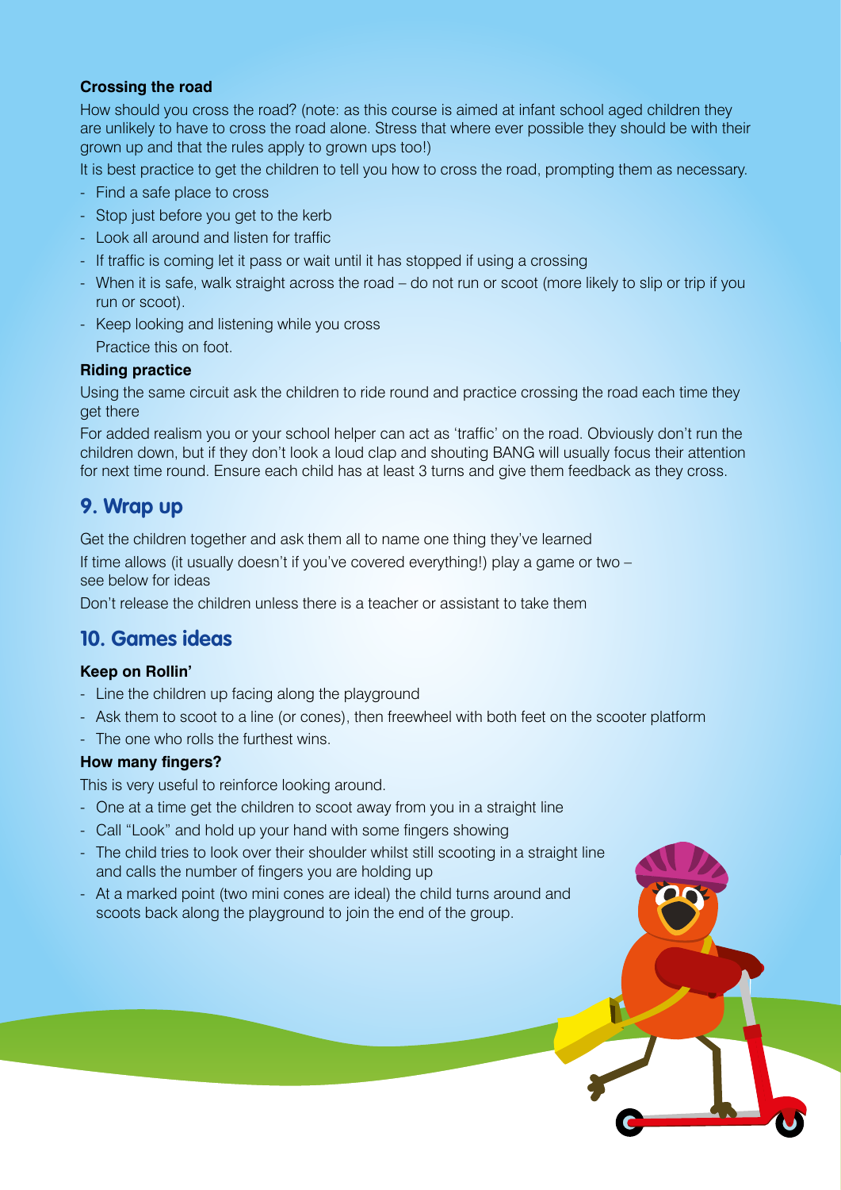### Crossing the road

How should you cross the road? (note: as this course is aimed at infant school aged children they are unlikely to have to cross the road alone. Stress that where ever possible they should be with their grown up and that the rules apply to grown ups too!)

It is best practice to get the children to tell you how to cross the road, prompting them as necessary.

- Find a safe place to cross
- Stop just before you get to the kerb
- Look all around and listen for traffic
- If traffic is coming let it pass or wait until it has stopped if using a crossing
- When it is safe, walk straight across the road – do not run or scoot (more likely to slip or trip if you run or scoot).
- Keep looking and listening while you cross

  Practice this on foot.

### Riding practice

Using the same circuit ask the children to ride round and practice crossing the road each time they get there

For added realism you or your school helper can act as 'traffic' on the road. Obviously don't run the children down, but if they don't look a loud clap and shouting BANG will usually focus their attention for next time round. Ensure each child has at least 3 turns and give them feedback as they cross.

## 9. Wrap up

Get the children together and ask them all to name one thing they've learned

If time allows (it usually doesn't if you've covered everything!) play a game or two – see below for ideas

Don't release the children unless there is a teacher or assistant to take them

## 10. Games ideas

### Keep on Rollin'

- Line the children up facing along the playground
- Ask them to scoot to a line (or cones), then freewheel with both feet on the scooter platform
- The one who rolls the furthest wins.

### How many fingers?

This is very useful to reinforce looking around.

- One at a time get the children to scoot away from you in a straight line
- Call "Look" and hold up your hand with some fingers showing
- The child tries to look over their shoulder whilst still scooting in a straight line and calls the number of fingers you are holding up
- At a marked point (two mini cones are ideal) the child turns around and scoots back along the playground to join the end of the group.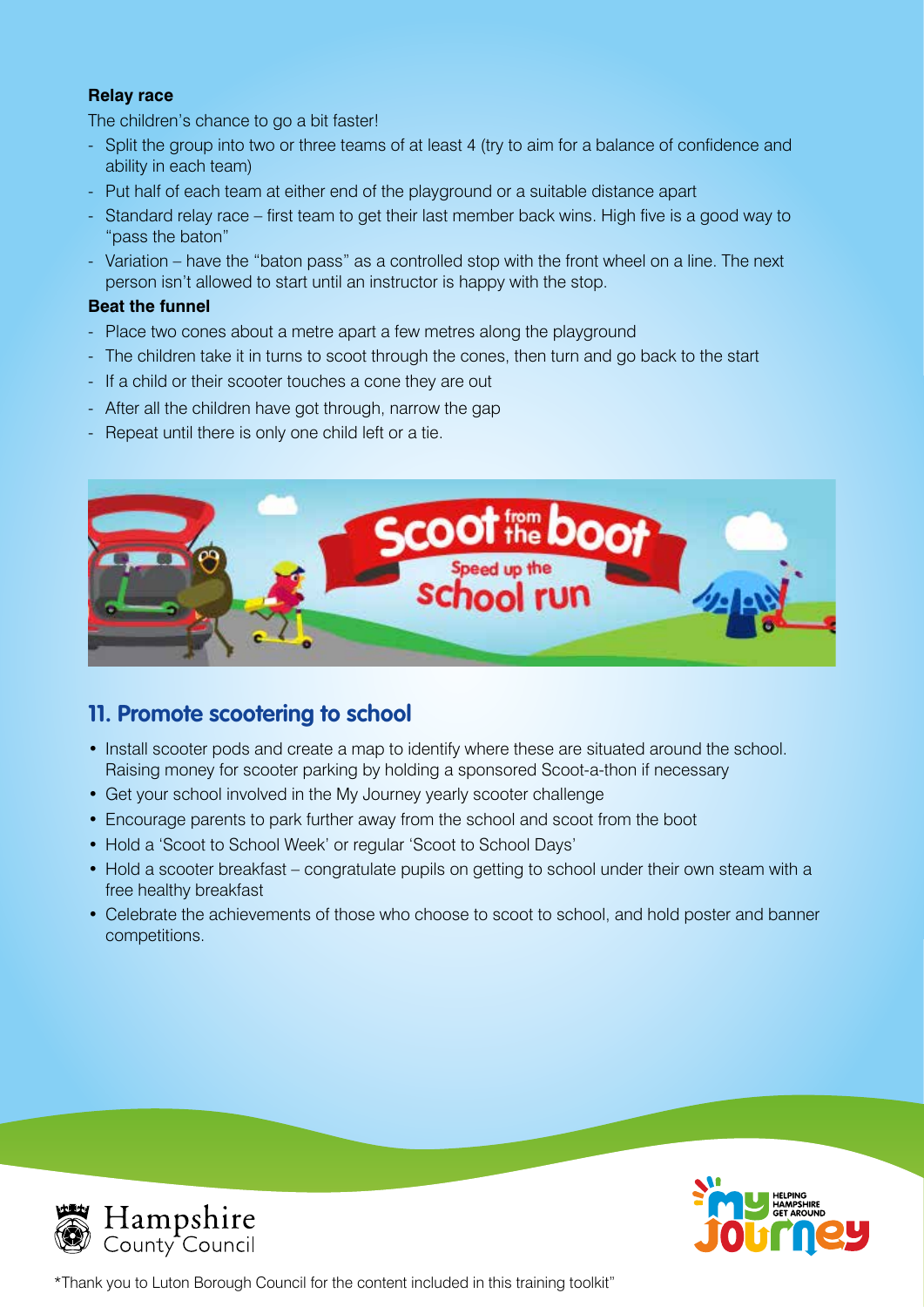**Relay race**

The children's chance to go a bit faster!

- Split the group into two or three teams of at least 4 (try to aim for a balance of confidence and ability in each team)
- Put half of each team at either end of the playground or a suitable distance apart
- Standard relay race – first team to get their last member back wins. High five is a good way to "pass the baton"
- Variation – have the "baton pass" as a controlled stop with the front wheel on a line. The next person isn't allowed to start until an instructor is happy with the stop.

**Beat the funnel**

- Place two cones about a metre apart a few metres along the playground
- The children take it in turns to scoot through the cones, then turn and go back to the start
- If a child or their scooter touches a cone they are out
- After all the children have got through, narrow the gap
- Repeat until there is only one child left or a tie.

## 11. Promote scootering to school

- Install scooter pods and create a map to identify where these are situated around the school. Raising money for scooter parking by holding a sponsored Scoot-a-thon if necessary
- Get your school involved in the My Journey yearly scooter challenge
- Encourage parents to park further away from the school and scoot from the boot
- Hold a 'Scoot to School Week' or regular 'Scoot to School Days'
- Hold a scooter breakfast – congratulate pupils on getting to school under their own steam with a free healthy breakfast
- Celebrate the achievements of those who choose to scoot to school, and hold poster and banner competitions.

*Thank you to Luton Borough Council for the content included in this training toolkit"